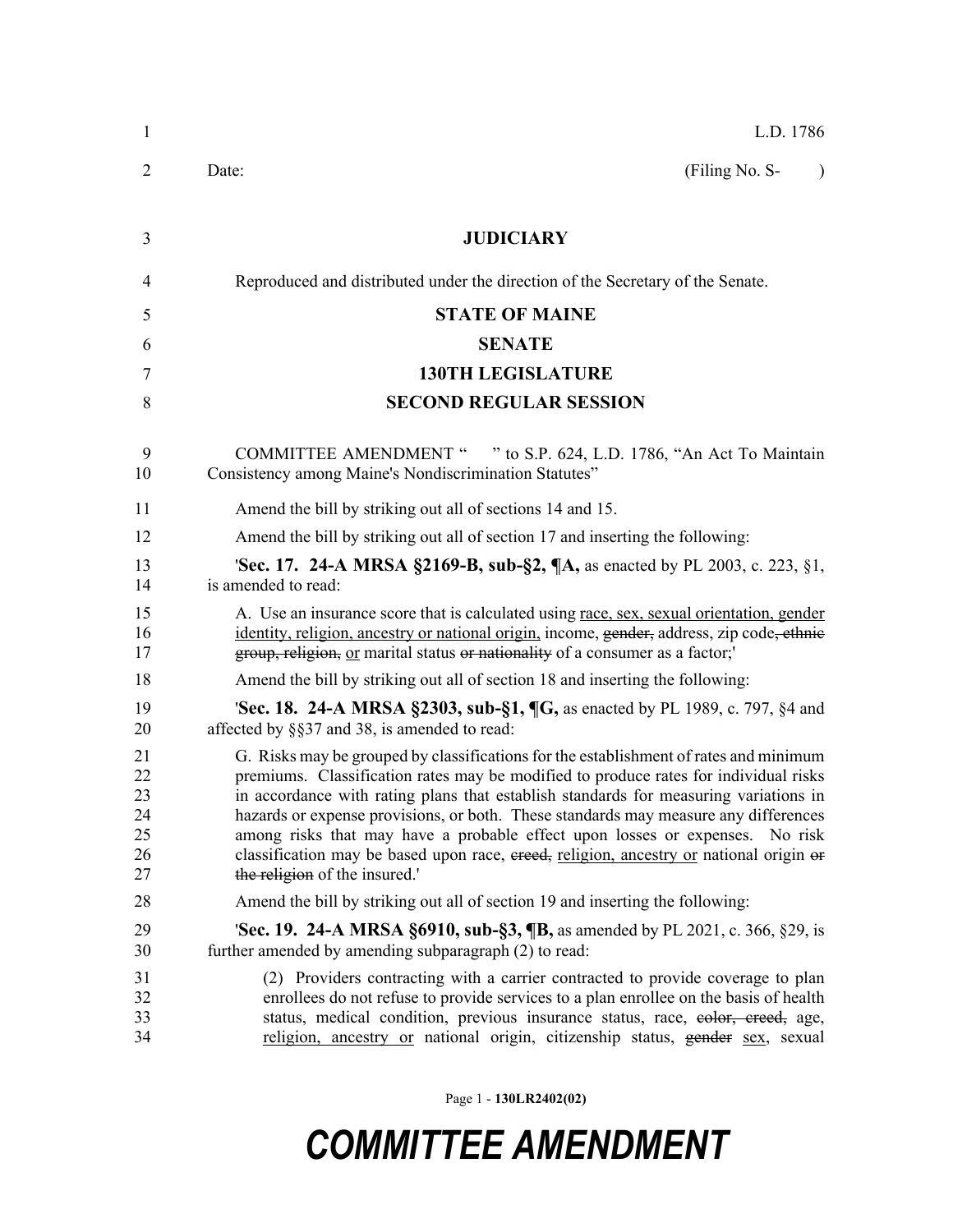L.D. 1786

Date: (Filing No. S- )

**JUDICIARY**

Reproduced and distributed under the direction of the Secretary of the Senate.

**STATE OF MAINE**

**SENATE**

**130TH LEGISLATURE**

**SECOND REGULAR SESSION**

COMMITTEE AMENDMENT " " to S.P. 624, L.D. 1786, "An Act To Maintain Consistency among Maine's Nondiscrimination Statutes"

Amend the bill by striking out all of sections 14 and 15.

Amend the bill by striking out all of section 17 and inserting the following:

'**Sec. 17. 24-A MRSA §2169-B, sub-§2, ¶A,** as enacted by PL 2003, c. 223, §1, is amended to read:

A. Use an insurance score that is calculated using <u>race, sex, sexual orientation, gender identity, religion, ancestry or national origin,</u> income, ~~gender,~~ address, zip code~~, ethnic group, religion,~~ <u>or</u> marital status ~~or nationality~~ of a consumer as a factor;'

Amend the bill by striking out all of section 18 and inserting the following:

'**Sec. 18. 24-A MRSA §2303, sub-§1, ¶G,** as enacted by PL 1989, c. 797, §4 and affected by §§37 and 38, is amended to read:

G. Risks may be grouped by classifications for the establishment of rates and minimum premiums. Classification rates may be modified to produce rates for individual risks in accordance with rating plans that establish standards for measuring variations in hazards or expense provisions, or both. These standards may measure any differences among risks that may have a probable effect upon losses or expenses. No risk classification may be based upon race, ~~creed,~~ <u>religion, ancestry or</u> national origin ~~or the religion~~ of the insured.'

Amend the bill by striking out all of section 19 and inserting the following:

'**Sec. 19. 24-A MRSA §6910, sub-§3, ¶B,** as amended by PL 2021, c. 366, §29, is further amended by amending subparagraph (2) to read:

(2) Providers contracting with a carrier contracted to provide coverage to plan enrollees do not refuse to provide services to a plan enrollee on the basis of health status, medical condition, previous insurance status, race, ~~color, creed,~~ age, <u>religion, ancestry or</u> national origin, citizenship status, ~~gender~~ <u>sex</u>, sexual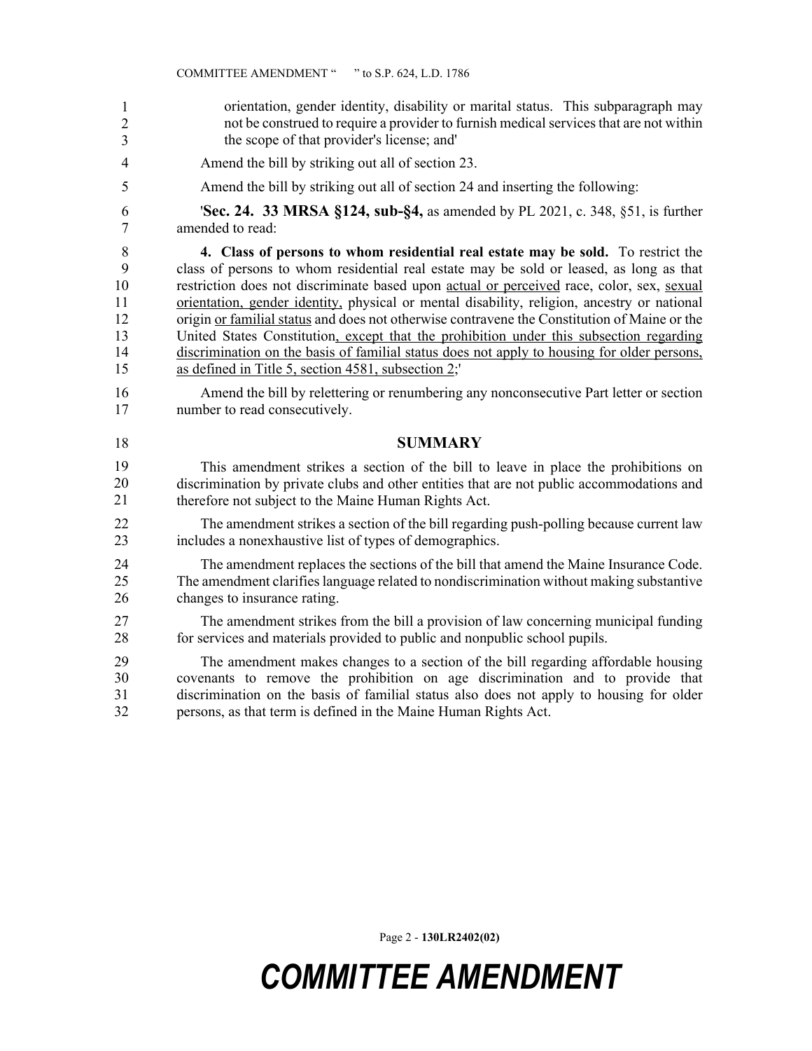orientation, gender identity, disability or marital status. This subparagraph may not be construed to require a provider to furnish medical services that are not within the scope of that provider's license; and'

Amend the bill by striking out all of section 23.

Amend the bill by striking out all of section 24 and inserting the following:

'**Sec. 24. 33 MRSA §124, sub-§4,** as amended by PL 2021, c. 348, §51, is further amended to read:

**4. Class of persons to whom residential real estate may be sold.** To restrict the class of persons to whom residential real estate may be sold or leased, as long as that restriction does not discriminate based upon actual or perceived race, color, sex, sexual orientation, gender identity, physical or mental disability, religion, ancestry or national origin or familial status and does not otherwise contravene the Constitution of Maine or the United States Constitution, except that the prohibition under this subsection regarding discrimination on the basis of familial status does not apply to housing for older persons, as defined in Title 5, section 4581, subsection 2;'

Amend the bill by relettering or renumbering any nonconsecutive Part letter or section number to read consecutively.

## SUMMARY

This amendment strikes a section of the bill to leave in place the prohibitions on discrimination by private clubs and other entities that are not public accommodations and therefore not subject to the Maine Human Rights Act.

The amendment strikes a section of the bill regarding push-polling because current law includes a nonexhaustive list of types of demographics.

The amendment replaces the sections of the bill that amend the Maine Insurance Code. The amendment clarifies language related to nondiscrimination without making substantive changes to insurance rating.

The amendment strikes from the bill a provision of law concerning municipal funding for services and materials provided to public and nonpublic school pupils.

The amendment makes changes to a section of the bill regarding affordable housing covenants to remove the prohibition on age discrimination and to provide that discrimination on the basis of familial status also does not apply to housing for older persons, as that term is defined in the Maine Human Rights Act.